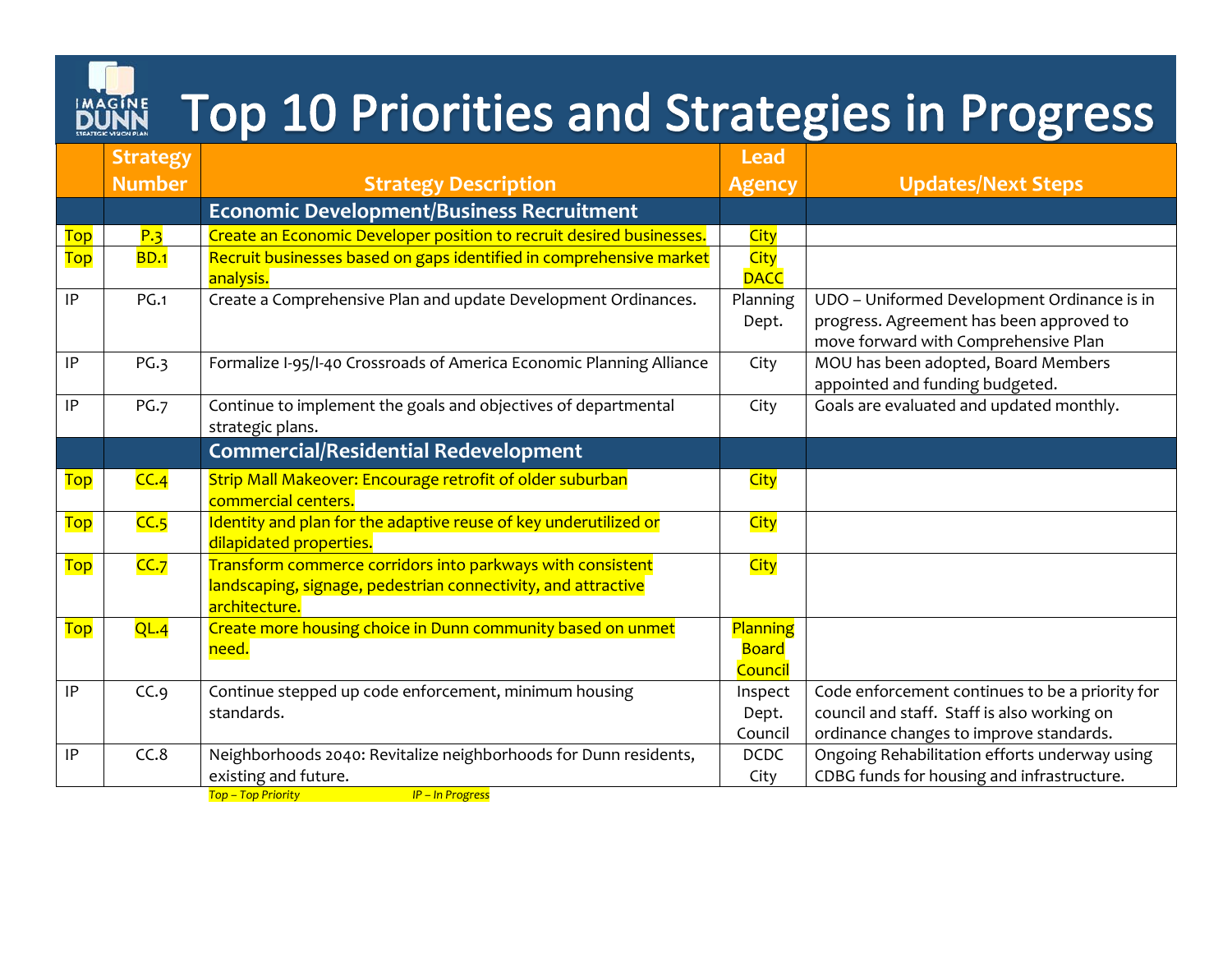# Top 10 Priorities and Strategies in Progress

| | Strategy Number | Strategy Description | Lead Agency | Updates/Next Steps |
|---|---|---|---|---|
| | | **Economic Development/Business Recruitment** | | |
| Top | P.3 | Create an Economic Developer position to recruit desired businesses. | City | |
| Top | BD.1 | Recruit businesses based on gaps identified in comprehensive market analysis. | City DACC | |
| IP | PG.1 | Create a Comprehensive Plan and update Development Ordinances. | Planning Dept. | UDO – Uniformed Development Ordinance is in progress. Agreement has been approved to move forward with Comprehensive Plan |
| IP | PG.3 | Formalize I-95/I-40 Crossroads of America Economic Planning Alliance | City | MOU has been adopted, Board Members appointed and funding budgeted. |
| IP | PG.7 | Continue to implement the goals and objectives of departmental strategic plans. | City | Goals are evaluated and updated monthly. |
| | | **Commercial/Residential Redevelopment** | | |
| Top | CC.4 | Strip Mall Makeover: Encourage retrofit of older suburban commercial centers. | City | |
| Top | CC.5 | Identity and plan for the adaptive reuse of key underutilized or dilapidated properties. | City | |
| Top | CC.7 | Transform commerce corridors into parkways with consistent landscaping, signage, pedestrian connectivity, and attractive architecture. | City | |
| Top | QL.4 | Create more housing choice in Dunn community based on unmet need. | Planning Board Council | |
| IP | CC.9 | Continue stepped up code enforcement, minimum housing standards. | Inspect Dept. Council | Code enforcement continues to be a priority for council and staff. Staff is also working on ordinance changes to improve standards. |
| IP | CC.8 | Neighborhoods 2040: Revitalize neighborhoods for Dunn residents, existing and future. | DCDC City | Ongoing Rehabilitation efforts underway using CDBG funds for housing and infrastructure. |

*Top – Top Priority* *IP – In Progress*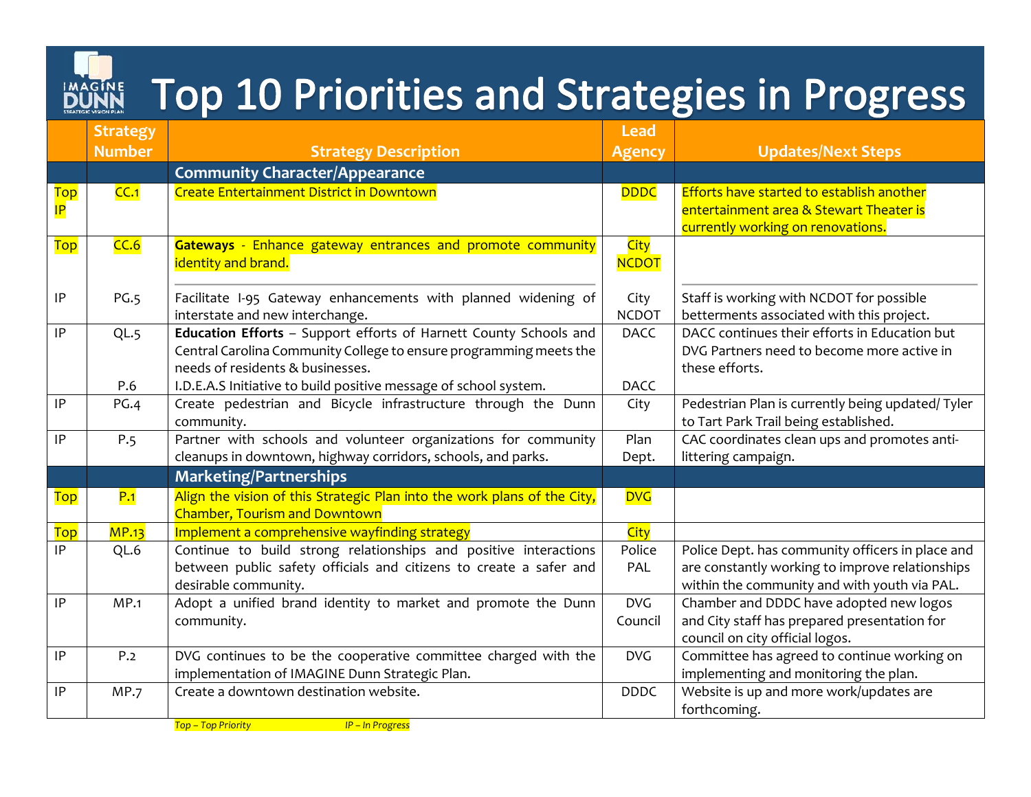# Top 10 Priorities and Strategies in Progress

| | Strategy Number | Strategy Description | Lead Agency | Updates/Next Steps |
|---|---|---|---|---|
| | | **Community Character/Appearance** | | |
| Top IP | CC.1 | Create Entertainment District in Downtown | DDDC | Efforts have started to establish another entertainment area & Stewart Theater is currently working on renovations. |
| Top | CC.6 | **Gateways** - Enhance gateway entrances and promote community identity and brand. | City NCDOT | |
| IP | PG.5 | Facilitate I-95 Gateway enhancements with planned widening of interstate and new interchange. | City NCDOT | Staff is working with NCDOT for possible betterments associated with this project. |
| IP | QL.5 | **Education Efforts** – Support efforts of Harnett County Schools and Central Carolina Community College to ensure programming meets the needs of residents & businesses. | DACC | DACC continues their efforts in Education but DVG Partners need to become more active in these efforts. |
| | P.6 | I.D.E.A.S Initiative to build positive message of school system. | DACC | |
| IP | PG.4 | Create pedestrian and Bicycle infrastructure through the Dunn community. | City | Pedestrian Plan is currently being updated/ Tyler to Tart Park Trail being established. |
| IP | P.5 | Partner with schools and volunteer organizations for community cleanups in downtown, highway corridors, schools, and parks. | Plan Dept. | CAC coordinates clean ups and promotes anti-littering campaign. |
| | | **Marketing/Partnerships** | | |
| Top | P.1 | Align the vision of this Strategic Plan into the work plans of the City, Chamber, Tourism and Downtown | DVG | |
| Top | MP.13 | Implement a comprehensive wayfinding strategy | City | |
| IP | QL.6 | Continue to build strong relationships and positive interactions between public safety officials and citizens to create a safer and desirable community. | Police PAL | Police Dept. has community officers in place and are constantly working to improve relationships within the community and with youth via PAL. |
| IP | MP.1 | Adopt a unified brand identity to market and promote the Dunn community. | DVG Council | Chamber and DDDC have adopted new logos and City staff has prepared presentation for council on city official logos. |
| IP | P.2 | DVG continues to be the cooperative committee charged with the implementation of IMAGINE Dunn Strategic Plan. | DVG | Committee has agreed to continue working on implementing and monitoring the plan. |
| IP | MP.7 | Create a downtown destination website. | DDDC | Website is up and more work/updates are forthcoming. |

*Top – Top Priority* *IP – In Progress*